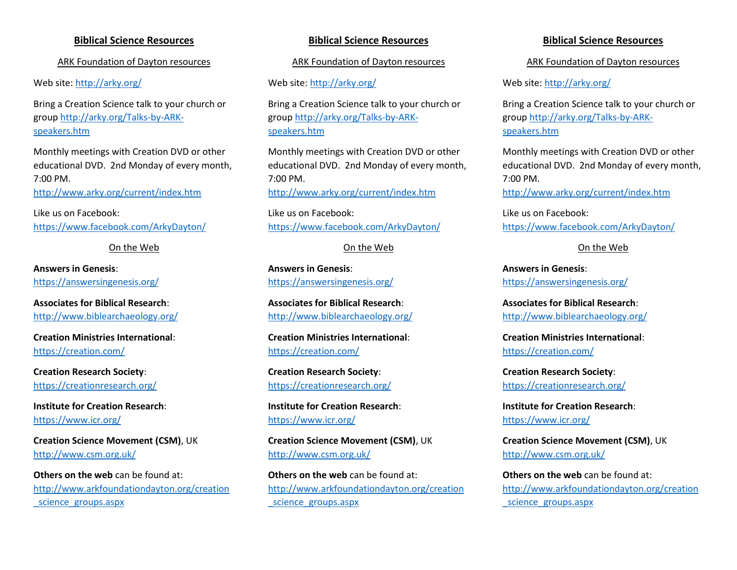## Biblical Science Resources

### ARK Foundation of Dayton resources

Web site: http://arky.org/

Bring a Creation Science talk to your church or group http://arky.org/Talks-by-ARK-speakers.htm

Monthly meetings with Creation DVD or other educational DVD. 2nd Monday of every month, 7:00 PM.
http://www.arky.org/current/index.htm

Like us on Facebook:
https://www.facebook.com/ArkyDayton/

### On the Web

**Answers in Genesis**:
https://answersingenesis.org/

**Associates for Biblical Research**:
http://www.biblearchaeology.org/

**Creation Ministries International**:
https://creation.com/

**Creation Research Society**:
https://creationresearch.org/

**Institute for Creation Research**:
https://www.icr.org/

**Creation Science Movement (CSM)**, UK
http://www.csm.org.uk/

**Others on the web** can be found at:
http://www.arkfoundationdayton.org/creation_science_groups.aspx

## Biblical Science Resources

### ARK Foundation of Dayton resources

Web site: http://arky.org/

Bring a Creation Science talk to your church or group http://arky.org/Talks-by-ARK-speakers.htm

Monthly meetings with Creation DVD or other educational DVD. 2nd Monday of every month, 7:00 PM.
http://www.arky.org/current/index.htm

Like us on Facebook:
https://www.facebook.com/ArkyDayton/

### On the Web

**Answers in Genesis**:
https://answersingenesis.org/

**Associates for Biblical Research**:
http://www.biblearchaeology.org/

**Creation Ministries International**:
https://creation.com/

**Creation Research Society**:
https://creationresearch.org/

**Institute for Creation Research**:
https://www.icr.org/

**Creation Science Movement (CSM)**, UK
http://www.csm.org.uk/

**Others on the web** can be found at:
http://www.arkfoundationdayton.org/creation_science_groups.aspx

## Biblical Science Resources

### ARK Foundation of Dayton resources

Web site: http://arky.org/

Bring a Creation Science talk to your church or group http://arky.org/Talks-by-ARK-speakers.htm

Monthly meetings with Creation DVD or other educational DVD. 2nd Monday of every month, 7:00 PM.
http://www.arky.org/current/index.htm

Like us on Facebook:
https://www.facebook.com/ArkyDayton/

### On the Web

**Answers in Genesis**:
https://answersingenesis.org/

**Associates for Biblical Research**:
http://www.biblearchaeology.org/

**Creation Ministries International**:
https://creation.com/

**Creation Research Society**:
https://creationresearch.org/

**Institute for Creation Research**:
https://www.icr.org/

**Creation Science Movement (CSM)**, UK
http://www.csm.org.uk/

**Others on the web** can be found at:
http://www.arkfoundationdayton.org/creation_science_groups.aspx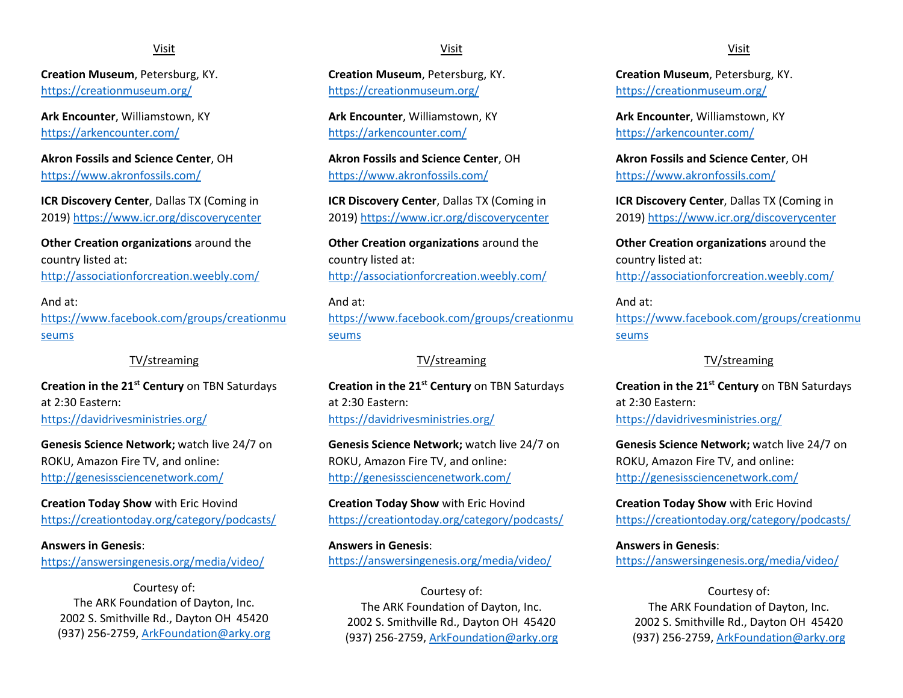## Visit

**Creation Museum**, Petersburg, KY.
https://creationmuseum.org/

**Ark Encounter**, Williamstown, KY
https://arkencounter.com/

**Akron Fossils and Science Center**, OH
https://www.akronfossils.com/

**ICR Discovery Center**, Dallas TX (Coming in 2019) https://www.icr.org/discoverycenter

**Other Creation organizations** around the country listed at:
http://associationforcreation.weebly.com/

And at:
https://www.facebook.com/groups/creationmuseums

## TV/streaming

**Creation in the 21st Century** on TBN Saturdays at 2:30 Eastern:
https://davidrivesministries.org/

**Genesis Science Network;** watch live 24/7 on ROKU, Amazon Fire TV, and online:
http://genesissciencenetwork.com/

**Creation Today Show** with Eric Hovind
https://creationtoday.org/category/podcasts/

**Answers in Genesis**:
https://answersingenesis.org/media/video/

Courtesy of:
The ARK Foundation of Dayton, Inc.
2002 S. Smithville Rd., Dayton OH 45420
(937) 256-2759, ArkFoundation@arky.org

## Visit

**Creation Museum**, Petersburg, KY.
https://creationmuseum.org/

**Ark Encounter**, Williamstown, KY
https://arkencounter.com/

**Akron Fossils and Science Center**, OH
https://www.akronfossils.com/

**ICR Discovery Center**, Dallas TX (Coming in 2019) https://www.icr.org/discoverycenter

**Other Creation organizations** around the country listed at:
http://associationforcreation.weebly.com/

And at:
https://www.facebook.com/groups/creationmuseums

## TV/streaming

**Creation in the 21st Century** on TBN Saturdays at 2:30 Eastern:
https://davidrivesministries.org/

**Genesis Science Network;** watch live 24/7 on ROKU, Amazon Fire TV, and online:
http://genesissciencenetwork.com/

**Creation Today Show** with Eric Hovind
https://creationtoday.org/category/podcasts/

**Answers in Genesis**:
https://answersingenesis.org/media/video/

Courtesy of:
The ARK Foundation of Dayton, Inc.
2002 S. Smithville Rd., Dayton OH 45420
(937) 256-2759, ArkFoundation@arky.org

## Visit

**Creation Museum**, Petersburg, KY.
https://creationmuseum.org/

**Ark Encounter**, Williamstown, KY
https://arkencounter.com/

**Akron Fossils and Science Center**, OH
https://www.akronfossils.com/

**ICR Discovery Center**, Dallas TX (Coming in 2019) https://www.icr.org/discoverycenter

**Other Creation organizations** around the country listed at:
http://associationforcreation.weebly.com/

And at:
https://www.facebook.com/groups/creationmuseums

## TV/streaming

**Creation in the 21st Century** on TBN Saturdays at 2:30 Eastern:
https://davidrivesministries.org/

**Genesis Science Network;** watch live 24/7 on ROKU, Amazon Fire TV, and online:
http://genesissciencenetwork.com/

**Creation Today Show** with Eric Hovind
https://creationtoday.org/category/podcasts/

**Answers in Genesis**:
https://answersingenesis.org/media/video/

Courtesy of:
The ARK Foundation of Dayton, Inc.
2002 S. Smithville Rd., Dayton OH 45420
(937) 256-2759, ArkFoundation@arky.org